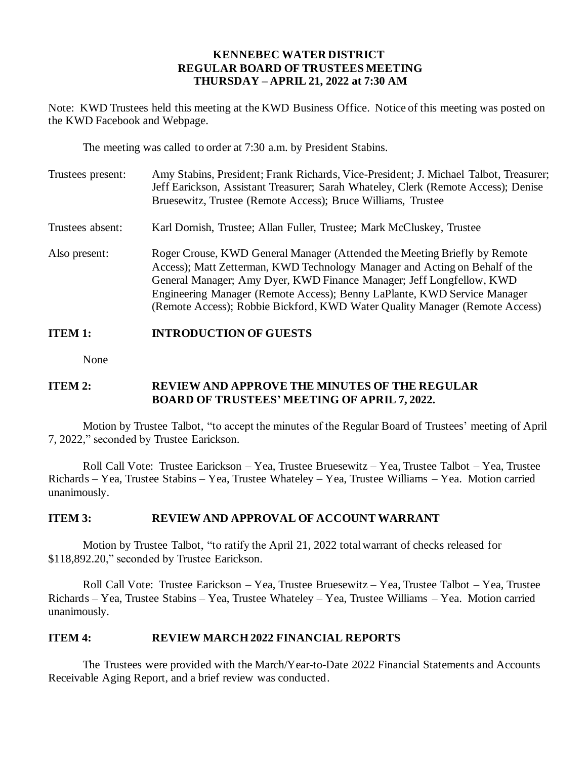# KENNEBEC WATER DISTRICT
## REGULAR BOARD OF TRUSTEES MEETING
### THURSDAY – APRIL 21, 2022 at 7:30 AM

Note: KWD Trustees held this meeting at the KWD Business Office. Notice of this meeting was posted on the KWD Facebook and Webpage.

The meeting was called to order at 7:30 a.m. by President Stabins.

| | |
|---|---|
| Trustees present: | Amy Stabins, President; Frank Richards, Vice-President; J. Michael Talbot, Treasurer; Jeff Earickson, Assistant Treasurer; Sarah Whateley, Clerk (Remote Access); Denise Bruesewitz, Trustee (Remote Access); Bruce Williams, Trustee |
| Trustees absent: | Karl Dornish, Trustee; Allan Fuller, Trustee; Mark McCluskey, Trustee |
| Also present: | Roger Crouse, KWD General Manager (Attended the Meeting Briefly by Remote Access); Matt Zetterman, KWD Technology Manager and Acting on Behalf of the General Manager; Amy Dyer, KWD Finance Manager; Jeff Longfellow, KWD Engineering Manager (Remote Access); Benny LaPlante, KWD Service Manager (Remote Access); Robbie Bickford, KWD Water Quality Manager (Remote Access) |

**ITEM 1: INTRODUCTION OF GUESTS**

None

**ITEM 2: REVIEW AND APPROVE THE MINUTES OF THE REGULAR BOARD OF TRUSTEES' MEETING OF APRIL 7, 2022.**

Motion by Trustee Talbot, "to accept the minutes of the Regular Board of Trustees' meeting of April 7, 2022," seconded by Trustee Earickson.

Roll Call Vote: Trustee Earickson – Yea, Trustee Bruesewitz – Yea, Trustee Talbot – Yea, Trustee Richards – Yea, Trustee Stabins – Yea, Trustee Whateley – Yea, Trustee Williams – Yea. Motion carried unanimously.

**ITEM 3: REVIEW AND APPROVAL OF ACCOUNT WARRANT**

Motion by Trustee Talbot, "to ratify the April 21, 2022 total warrant of checks released for $118,892.20," seconded by Trustee Earickson.

Roll Call Vote: Trustee Earickson – Yea, Trustee Bruesewitz – Yea, Trustee Talbot – Yea, Trustee Richards – Yea, Trustee Stabins – Yea, Trustee Whateley – Yea, Trustee Williams – Yea. Motion carried unanimously.

**ITEM 4: REVIEW MARCH 2022 FINANCIAL REPORTS**

The Trustees were provided with the March/Year-to-Date 2022 Financial Statements and Accounts Receivable Aging Report, and a brief review was conducted.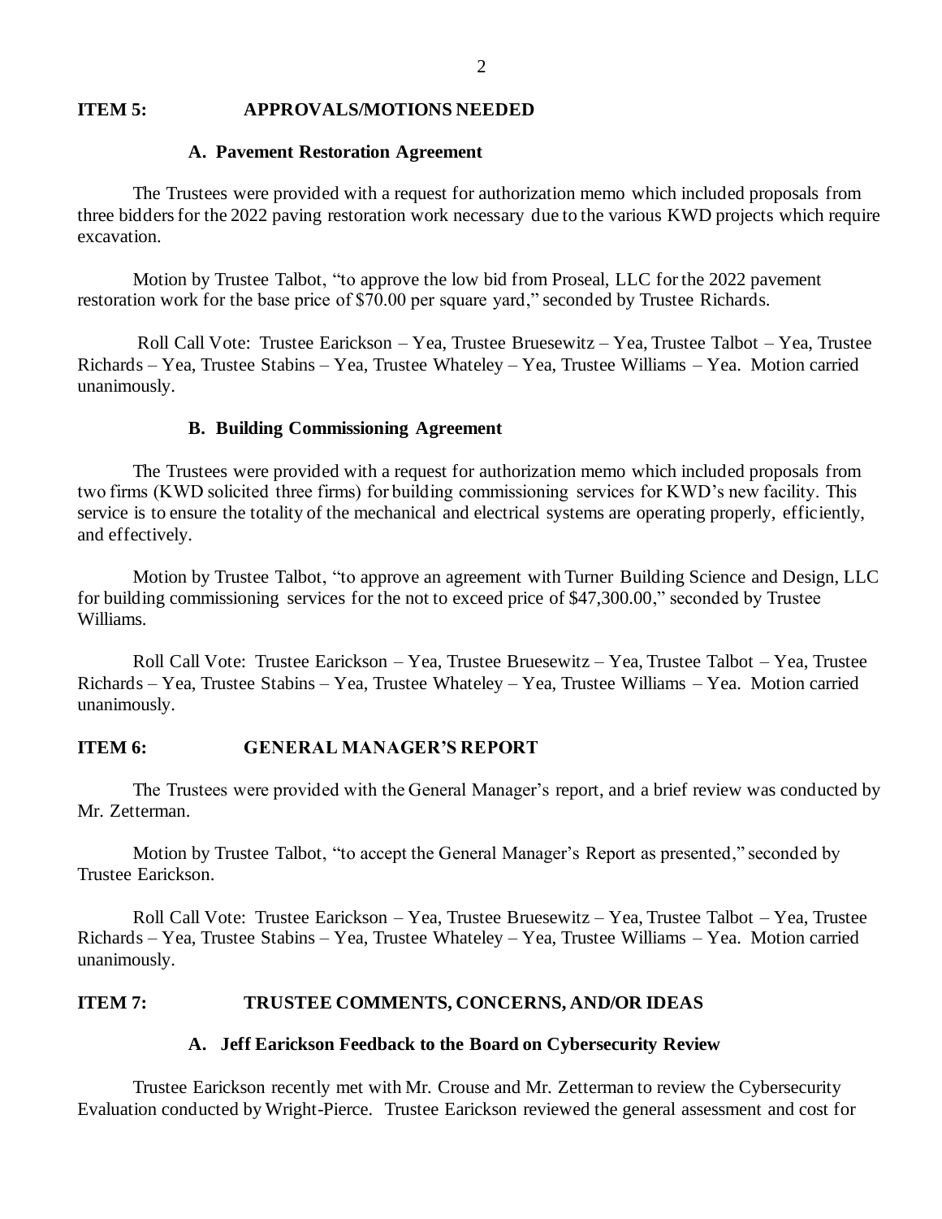## ITEM 5: APPROVALS/MOTIONS NEEDED

### A. Pavement Restoration Agreement

The Trustees were provided with a request for authorization memo which included proposals from three bidders for the 2022 paving restoration work necessary due to the various KWD projects which require excavation.

Motion by Trustee Talbot, "to approve the low bid from Proseal, LLC for the 2022 pavement restoration work for the base price of $70.00 per square yard," seconded by Trustee Richards.

Roll Call Vote: Trustee Earickson – Yea, Trustee Bruesewitz – Yea, Trustee Talbot – Yea, Trustee Richards – Yea, Trustee Stabins – Yea, Trustee Whateley – Yea, Trustee Williams – Yea. Motion carried unanimously.

### B. Building Commissioning Agreement

The Trustees were provided with a request for authorization memo which included proposals from two firms (KWD solicited three firms) for building commissioning services for KWD's new facility. This service is to ensure the totality of the mechanical and electrical systems are operating properly, efficiently, and effectively.

Motion by Trustee Talbot, "to approve an agreement with Turner Building Science and Design, LLC for building commissioning services for the not to exceed price of $47,300.00," seconded by Trustee Williams.

Roll Call Vote: Trustee Earickson – Yea, Trustee Bruesewitz – Yea, Trustee Talbot – Yea, Trustee Richards – Yea, Trustee Stabins – Yea, Trustee Whateley – Yea, Trustee Williams – Yea. Motion carried unanimously.

## ITEM 6: GENERAL MANAGER'S REPORT

The Trustees were provided with the General Manager's report, and a brief review was conducted by Mr. Zetterman.

Motion by Trustee Talbot, "to accept the General Manager's Report as presented," seconded by Trustee Earickson.

Roll Call Vote: Trustee Earickson – Yea, Trustee Bruesewitz – Yea, Trustee Talbot – Yea, Trustee Richards – Yea, Trustee Stabins – Yea, Trustee Whateley – Yea, Trustee Williams – Yea. Motion carried unanimously.

## ITEM 7: TRUSTEE COMMENTS, CONCERNS, AND/OR IDEAS

### A. Jeff Earickson Feedback to the Board on Cybersecurity Review

Trustee Earickson recently met with Mr. Crouse and Mr. Zetterman to review the Cybersecurity Evaluation conducted by Wright-Pierce. Trustee Earickson reviewed the general assessment and cost for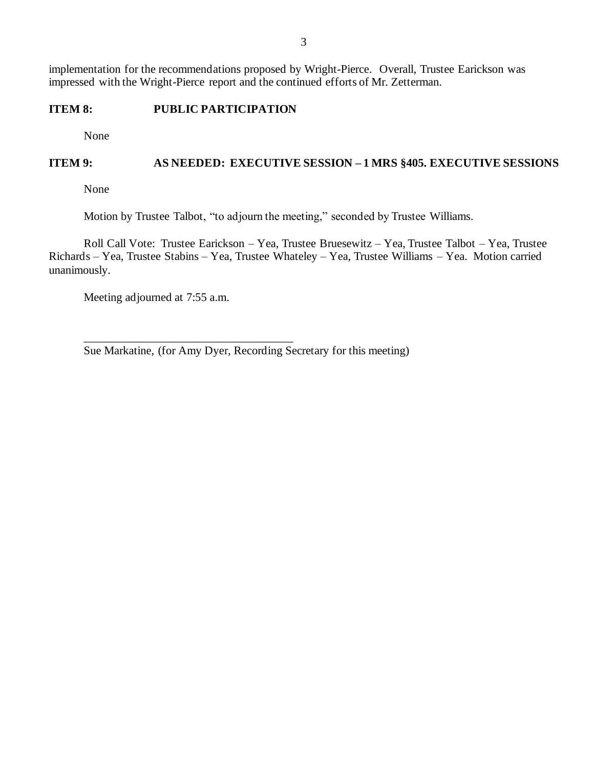implementation for the recommendations proposed by Wright-Pierce. Overall, Trustee Earickson was impressed with the Wright-Pierce report and the continued efforts of Mr. Zetterman.

**ITEM 8: PUBLIC PARTICIPATION**

None

**ITEM 9: AS NEEDED: EXECUTIVE SESSION – 1 MRS §405. EXECUTIVE SESSIONS**

None

Motion by Trustee Talbot, "to adjourn the meeting," seconded by Trustee Williams.

Roll Call Vote: Trustee Earickson – Yea, Trustee Bruesewitz – Yea, Trustee Talbot – Yea, Trustee Richards – Yea, Trustee Stabins – Yea, Trustee Whateley – Yea, Trustee Williams – Yea. Motion carried unanimously.

Meeting adjourned at 7:55 a.m.

___________________________________

Sue Markatine, (for Amy Dyer, Recording Secretary for this meeting)